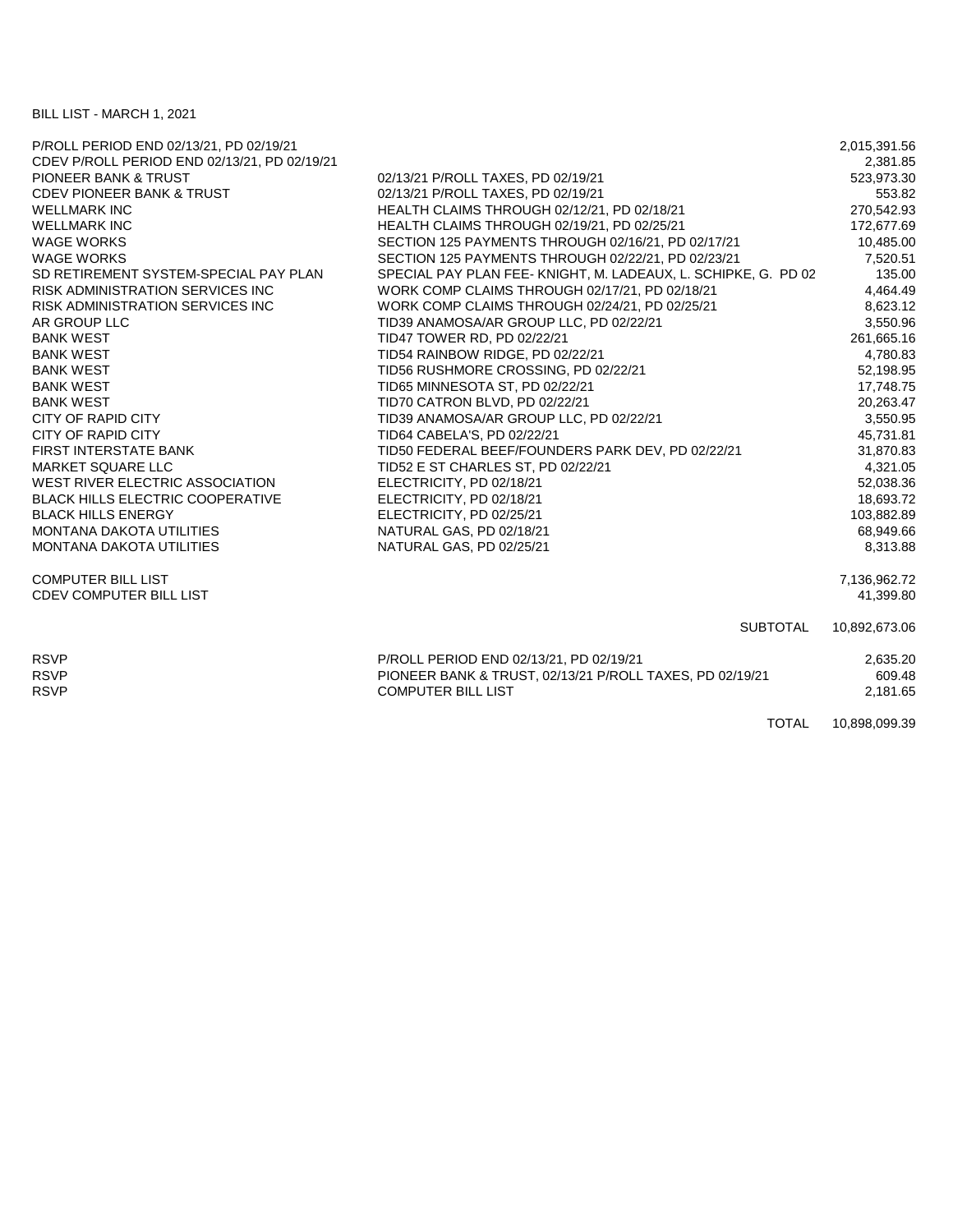BILL LIST - MARCH 1, 2021

| | | |
|---|---|---|
| P/ROLL PERIOD END 02/13/21, PD 02/19/21 | | 2,015,391.56 |
| CDEV P/ROLL PERIOD END 02/13/21, PD 02/19/21 | | 2,381.85 |
| PIONEER BANK & TRUST | 02/13/21 P/ROLL TAXES, PD 02/19/21 | 523,973.30 |
| CDEV PIONEER BANK & TRUST | 02/13/21 P/ROLL TAXES, PD 02/19/21 | 553.82 |
| WELLMARK INC | HEALTH CLAIMS THROUGH 02/12/21, PD 02/18/21 | 270,542.93 |
| WELLMARK INC | HEALTH CLAIMS THROUGH 02/19/21, PD 02/25/21 | 172,677.69 |
| WAGE WORKS | SECTION 125 PAYMENTS THROUGH 02/16/21, PD 02/17/21 | 10,485.00 |
| WAGE WORKS | SECTION 125 PAYMENTS THROUGH 02/22/21, PD 02/23/21 | 7,520.51 |
| SD RETIREMENT SYSTEM-SPECIAL PAY PLAN | SPECIAL PAY PLAN FEE- KNIGHT, M. LADEAUX, L. SCHIPKE, G. PD 02 | 135.00 |
| RISK ADMINISTRATION SERVICES INC | WORK COMP CLAIMS THROUGH 02/17/21, PD 02/18/21 | 4,464.49 |
| RISK ADMINISTRATION SERVICES INC | WORK COMP CLAIMS THROUGH 02/24/21, PD 02/25/21 | 8,623.12 |
| AR GROUP LLC | TID39 ANAMOSA/AR GROUP LLC, PD 02/22/21 | 3,550.96 |
| BANK WEST | TID47 TOWER RD, PD 02/22/21 | 261,665.16 |
| BANK WEST | TID54 RAINBOW RIDGE, PD 02/22/21 | 4,780.83 |
| BANK WEST | TID56 RUSHMORE CROSSING, PD 02/22/21 | 52,198.95 |
| BANK WEST | TID65 MINNESOTA ST, PD 02/22/21 | 17,748.75 |
| BANK WEST | TID70 CATRON BLVD, PD 02/22/21 | 20,263.47 |
| CITY OF RAPID CITY | TID39 ANAMOSA/AR GROUP LLC, PD 02/22/21 | 3,550.95 |
| CITY OF RAPID CITY | TID64 CABELA'S, PD 02/22/21 | 45,731.81 |
| FIRST INTERSTATE BANK | TID50 FEDERAL BEEF/FOUNDERS PARK DEV, PD 02/22/21 | 31,870.83 |
| MARKET SQUARE LLC | TID52 E ST CHARLES ST, PD 02/22/21 | 4,321.05 |
| WEST RIVER ELECTRIC ASSOCIATION | ELECTRICITY, PD 02/18/21 | 52,038.36 |
| BLACK HILLS ELECTRIC COOPERATIVE | ELECTRICITY, PD 02/18/21 | 18,693.72 |
| BLACK HILLS ENERGY | ELECTRICITY, PD 02/25/21 | 103,882.89 |
| MONTANA DAKOTA UTILITIES | NATURAL GAS, PD 02/18/21 | 68,949.66 |
| MONTANA DAKOTA UTILITIES | NATURAL GAS, PD 02/25/21 | 8,313.88 |
| | | |
| COMPUTER BILL LIST | | 7,136,962.72 |
| CDEV COMPUTER BILL LIST | | 41,399.80 |
| | | |
| | SUBTOTAL | 10,892,673.06 |
| | | |
| RSVP | P/ROLL PERIOD END 02/13/21, PD 02/19/21 | 2,635.20 |
| RSVP | PIONEER BANK & TRUST, 02/13/21 P/ROLL TAXES, PD 02/19/21 | 609.48 |
| RSVP | COMPUTER BILL LIST | 2,181.65 |
| | | |
| | TOTAL | 10,898,099.39 |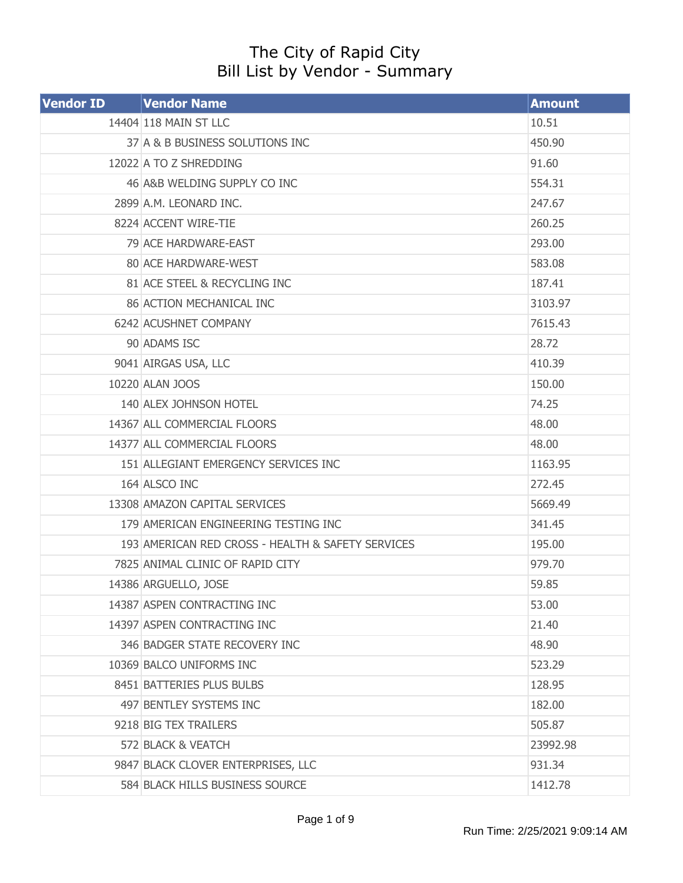# The City of Rapid City
## Bill List by Vendor - Summary

| Vendor ID | Vendor Name | Amount |
|---|---|---|
| 14404 | 118 MAIN ST LLC | 10.51 |
| 37 | A & B BUSINESS SOLUTIONS INC | 450.90 |
| 12022 | A TO Z SHREDDING | 91.60 |
| 46 | A&B WELDING SUPPLY CO INC | 554.31 |
| 2899 | A.M. LEONARD INC. | 247.67 |
| 8224 | ACCENT WIRE-TIE | 260.25 |
| 79 | ACE HARDWARE-EAST | 293.00 |
| 80 | ACE HARDWARE-WEST | 583.08 |
| 81 | ACE STEEL & RECYCLING INC | 187.41 |
| 86 | ACTION MECHANICAL INC | 3103.97 |
| 6242 | ACUSHNET COMPANY | 7615.43 |
| 90 | ADAMS ISC | 28.72 |
| 9041 | AIRGAS USA, LLC | 410.39 |
| 10220 | ALAN JOOS | 150.00 |
| 140 | ALEX JOHNSON HOTEL | 74.25 |
| 14367 | ALL COMMERCIAL FLOORS | 48.00 |
| 14377 | ALL COMMERCIAL FLOORS | 48.00 |
| 151 | ALLEGIANT EMERGENCY SERVICES INC | 1163.95 |
| 164 | ALSCO INC | 272.45 |
| 13308 | AMAZON CAPITAL SERVICES | 5669.49 |
| 179 | AMERICAN ENGINEERING TESTING INC | 341.45 |
| 193 | AMERICAN RED CROSS - HEALTH & SAFETY SERVICES | 195.00 |
| 7825 | ANIMAL CLINIC OF RAPID CITY | 979.70 |
| 14386 | ARGUELLO, JOSE | 59.85 |
| 14387 | ASPEN CONTRACTING INC | 53.00 |
| 14397 | ASPEN CONTRACTING INC | 21.40 |
| 346 | BADGER STATE RECOVERY INC | 48.90 |
| 10369 | BALCO UNIFORMS INC | 523.29 |
| 8451 | BATTERIES PLUS BULBS | 128.95 |
| 497 | BENTLEY SYSTEMS INC | 182.00 |
| 9218 | BIG TEX TRAILERS | 505.87 |
| 572 | BLACK & VEATCH | 23992.98 |
| 9847 | BLACK CLOVER ENTERPRISES, LLC | 931.34 |
| 584 | BLACK HILLS BUSINESS SOURCE | 1412.78 |

Run Time: 2/25/2021 9:09:14 AM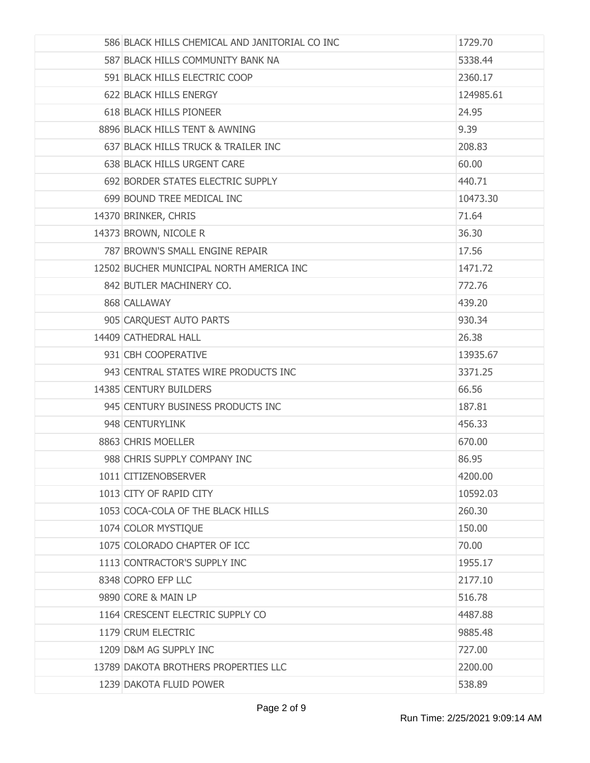| | | |
|---|---|---|
| 586 | BLACK HILLS CHEMICAL AND JANITORIAL CO INC | 1729.70 |
| 587 | BLACK HILLS COMMUNITY BANK NA | 5338.44 |
| 591 | BLACK HILLS ELECTRIC COOP | 2360.17 |
| 622 | BLACK HILLS ENERGY | 124985.61 |
| 618 | BLACK HILLS PIONEER | 24.95 |
| 8896 | BLACK HILLS TENT & AWNING | 9.39 |
| 637 | BLACK HILLS TRUCK & TRAILER INC | 208.83 |
| 638 | BLACK HILLS URGENT CARE | 60.00 |
| 692 | BORDER STATES ELECTRIC SUPPLY | 440.71 |
| 699 | BOUND TREE MEDICAL INC | 10473.30 |
| 14370 | BRINKER, CHRIS | 71.64 |
| 14373 | BROWN, NICOLE R | 36.30 |
| 787 | BROWN'S SMALL ENGINE REPAIR | 17.56 |
| 12502 | BUCHER MUNICIPAL NORTH AMERICA INC | 1471.72 |
| 842 | BUTLER MACHINERY CO. | 772.76 |
| 868 | CALLAWAY | 439.20 |
| 905 | CARQUEST AUTO PARTS | 930.34 |
| 14409 | CATHEDRAL HALL | 26.38 |
| 931 | CBH COOPERATIVE | 13935.67 |
| 943 | CENTRAL STATES WIRE PRODUCTS INC | 3371.25 |
| 14385 | CENTURY BUILDERS | 66.56 |
| 945 | CENTURY BUSINESS PRODUCTS INC | 187.81 |
| 948 | CENTURYLINK | 456.33 |
| 8863 | CHRIS MOELLER | 670.00 |
| 988 | CHRIS SUPPLY COMPANY INC | 86.95 |
| 1011 | CITIZENOBSERVER | 4200.00 |
| 1013 | CITY OF RAPID CITY | 10592.03 |
| 1053 | COCA-COLA OF THE BLACK HILLS | 260.30 |
| 1074 | COLOR MYSTIQUE | 150.00 |
| 1075 | COLORADO CHAPTER OF ICC | 70.00 |
| 1113 | CONTRACTOR'S SUPPLY INC | 1955.17 |
| 8348 | COPRO EFP LLC | 2177.10 |
| 9890 | CORE & MAIN LP | 516.78 |
| 1164 | CRESCENT ELECTRIC SUPPLY CO | 4487.88 |
| 1179 | CRUM ELECTRIC | 9885.48 |
| 1209 | D&M AG SUPPLY INC | 727.00 |
| 13789 | DAKOTA BROTHERS PROPERTIES LLC | 2200.00 |
| 1239 | DAKOTA FLUID POWER | 538.89 |

Run Time: 2/25/2021 9:09:14 AM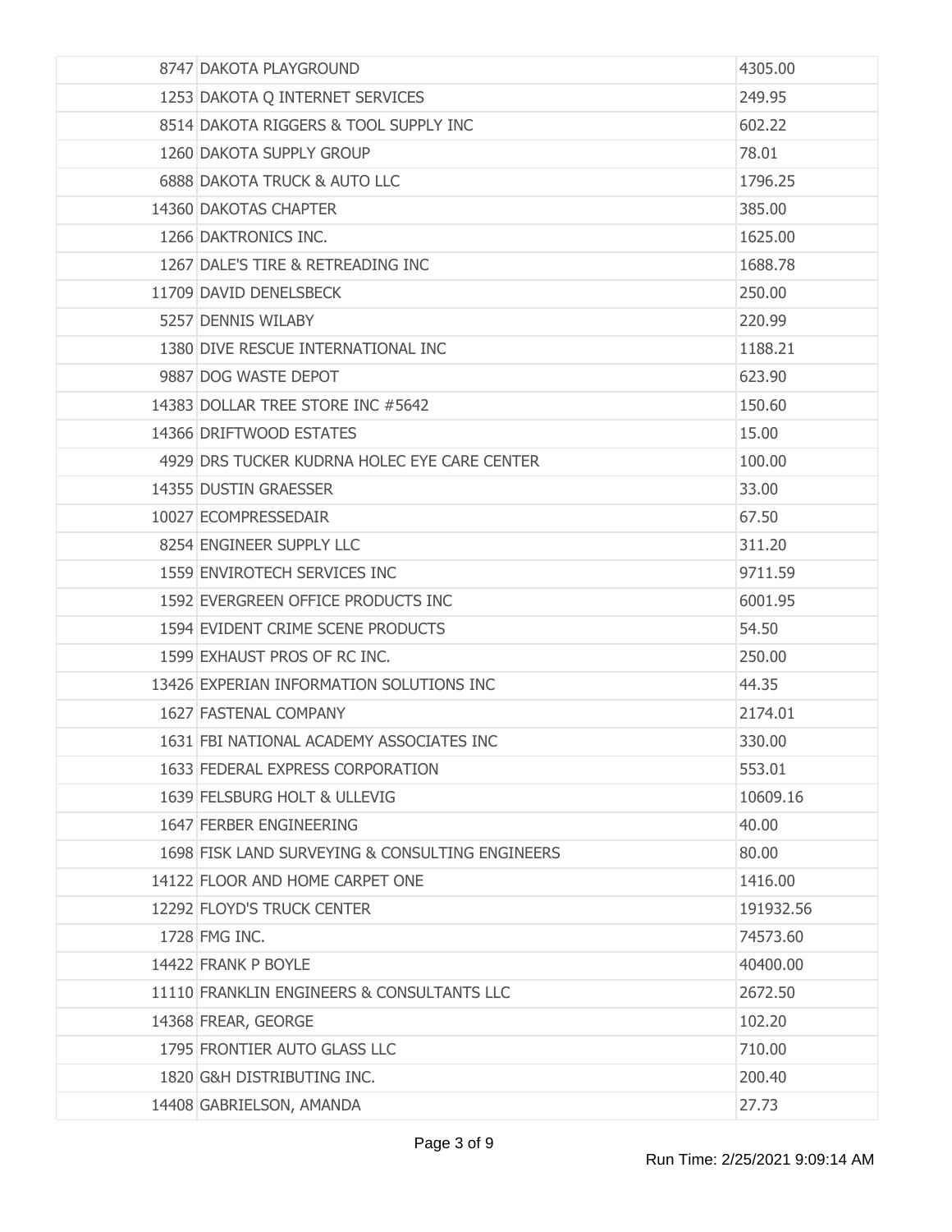| | | |
|---|---|---|
| 8747 | DAKOTA PLAYGROUND | 4305.00 |
| 1253 | DAKOTA Q INTERNET SERVICES | 249.95 |
| 8514 | DAKOTA RIGGERS & TOOL SUPPLY INC | 602.22 |
| 1260 | DAKOTA SUPPLY GROUP | 78.01 |
| 6888 | DAKOTA TRUCK & AUTO LLC | 1796.25 |
| 14360 | DAKOTAS CHAPTER | 385.00 |
| 1266 | DAKTRONICS INC. | 1625.00 |
| 1267 | DALE'S TIRE & RETREADING INC | 1688.78 |
| 11709 | DAVID DENELSBECK | 250.00 |
| 5257 | DENNIS WILABY | 220.99 |
| 1380 | DIVE RESCUE INTERNATIONAL INC | 1188.21 |
| 9887 | DOG WASTE DEPOT | 623.90 |
| 14383 | DOLLAR TREE STORE INC #5642 | 150.60 |
| 14366 | DRIFTWOOD ESTATES | 15.00 |
| 4929 | DRS TUCKER KUDRNA HOLEC EYE CARE CENTER | 100.00 |
| 14355 | DUSTIN GRAESSER | 33.00 |
| 10027 | ECOMPRESSEDAIR | 67.50 |
| 8254 | ENGINEER SUPPLY LLC | 311.20 |
| 1559 | ENVIROTECH SERVICES INC | 9711.59 |
| 1592 | EVERGREEN OFFICE PRODUCTS INC | 6001.95 |
| 1594 | EVIDENT CRIME SCENE PRODUCTS | 54.50 |
| 1599 | EXHAUST PROS OF RC INC. | 250.00 |
| 13426 | EXPERIAN INFORMATION SOLUTIONS INC | 44.35 |
| 1627 | FASTENAL COMPANY | 2174.01 |
| 1631 | FBI NATIONAL ACADEMY ASSOCIATES INC | 330.00 |
| 1633 | FEDERAL EXPRESS CORPORATION | 553.01 |
| 1639 | FELSBURG HOLT & ULLEVIG | 10609.16 |
| 1647 | FERBER ENGINEERING | 40.00 |
| 1698 | FISK LAND SURVEYING & CONSULTING ENGINEERS | 80.00 |
| 14122 | FLOOR AND HOME CARPET ONE | 1416.00 |
| 12292 | FLOYD'S TRUCK CENTER | 191932.56 |
| 1728 | FMG INC. | 74573.60 |
| 14422 | FRANK P BOYLE | 40400.00 |
| 11110 | FRANKLIN ENGINEERS & CONSULTANTS LLC | 2672.50 |
| 14368 | FREAR, GEORGE | 102.20 |
| 1795 | FRONTIER AUTO GLASS LLC | 710.00 |
| 1820 | G&H DISTRIBUTING INC. | 200.40 |
| 14408 | GABRIELSON, AMANDA | 27.73 |

Run Time: 2/25/2021 9:09:14 AM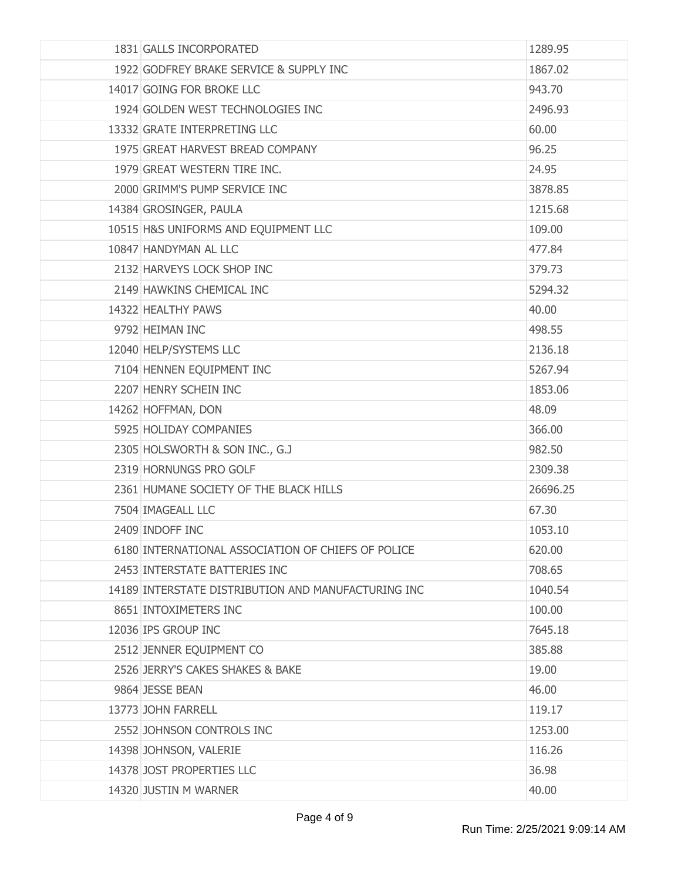| | | |
|---|---|---|
| 1831 | GALLS INCORPORATED | 1289.95 |
| 1922 | GODFREY BRAKE SERVICE & SUPPLY INC | 1867.02 |
| 14017 | GOING FOR BROKE LLC | 943.70 |
| 1924 | GOLDEN WEST TECHNOLOGIES INC | 2496.93 |
| 13332 | GRATE INTERPRETING LLC | 60.00 |
| 1975 | GREAT HARVEST BREAD COMPANY | 96.25 |
| 1979 | GREAT WESTERN TIRE INC. | 24.95 |
| 2000 | GRIMM'S PUMP SERVICE INC | 3878.85 |
| 14384 | GROSINGER, PAULA | 1215.68 |
| 10515 | H&S UNIFORMS AND EQUIPMENT LLC | 109.00 |
| 10847 | HANDYMAN AL LLC | 477.84 |
| 2132 | HARVEYS LOCK SHOP INC | 379.73 |
| 2149 | HAWKINS CHEMICAL INC | 5294.32 |
| 14322 | HEALTHY PAWS | 40.00 |
| 9792 | HEIMAN INC | 498.55 |
| 12040 | HELP/SYSTEMS LLC | 2136.18 |
| 7104 | HENNEN EQUIPMENT INC | 5267.94 |
| 2207 | HENRY SCHEIN INC | 1853.06 |
| 14262 | HOFFMAN, DON | 48.09 |
| 5925 | HOLIDAY COMPANIES | 366.00 |
| 2305 | HOLSWORTH & SON INC., G.J | 982.50 |
| 2319 | HORNUNGS PRO GOLF | 2309.38 |
| 2361 | HUMANE SOCIETY OF THE BLACK HILLS | 26696.25 |
| 7504 | IMAGEALL LLC | 67.30 |
| 2409 | INDOFF INC | 1053.10 |
| 6180 | INTERNATIONAL ASSOCIATION OF CHIEFS OF POLICE | 620.00 |
| 2453 | INTERSTATE BATTERIES INC | 708.65 |
| 14189 | INTERSTATE DISTRIBUTION AND MANUFACTURING INC | 1040.54 |
| 8651 | INTOXIMETERS INC | 100.00 |
| 12036 | IPS GROUP INC | 7645.18 |
| 2512 | JENNER EQUIPMENT CO | 385.88 |
| 2526 | JERRY'S CAKES SHAKES & BAKE | 19.00 |
| 9864 | JESSE BEAN | 46.00 |
| 13773 | JOHN FARRELL | 119.17 |
| 2552 | JOHNSON CONTROLS INC | 1253.00 |
| 14398 | JOHNSON, VALERIE | 116.26 |
| 14378 | JOST PROPERTIES LLC | 36.98 |
| 14320 | JUSTIN M WARNER | 40.00 |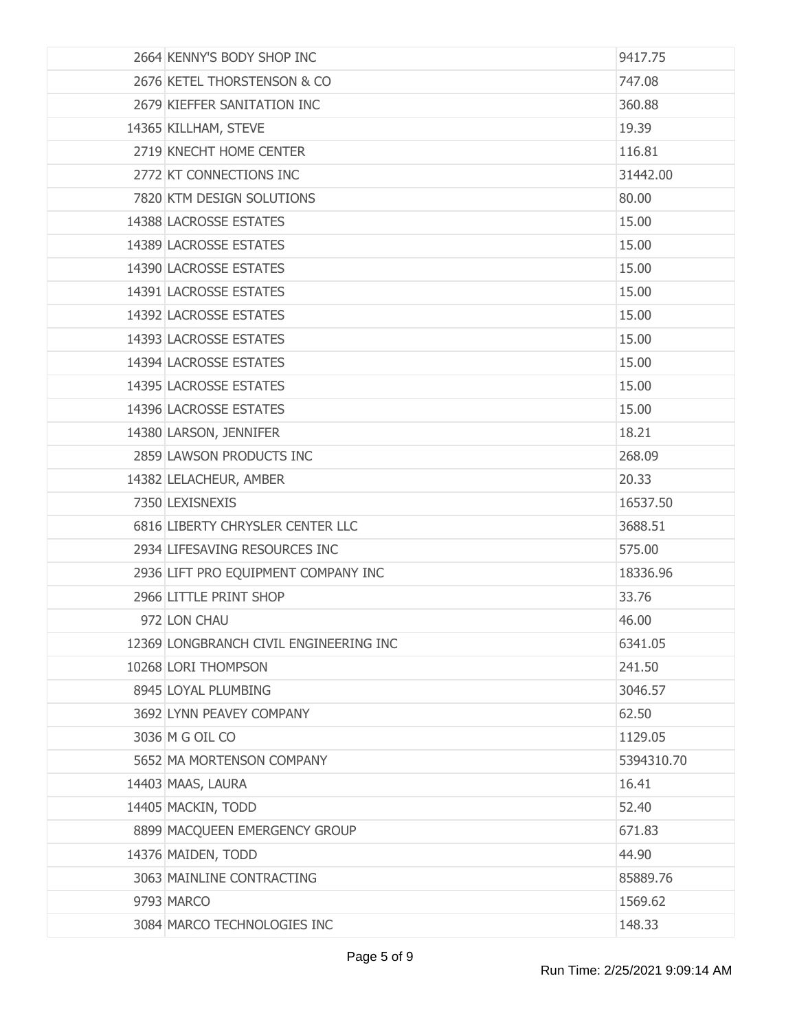| | | |
|---|---|---|
| 2664 | KENNY'S BODY SHOP INC | 9417.75 |
| 2676 | KETEL THORSTENSON & CO | 747.08 |
| 2679 | KIEFFER SANITATION INC | 360.88 |
| 14365 | KILLHAM, STEVE | 19.39 |
| 2719 | KNECHT HOME CENTER | 116.81 |
| 2772 | KT CONNECTIONS INC | 31442.00 |
| 7820 | KTM DESIGN SOLUTIONS | 80.00 |
| 14388 | LACROSSE ESTATES | 15.00 |
| 14389 | LACROSSE ESTATES | 15.00 |
| 14390 | LACROSSE ESTATES | 15.00 |
| 14391 | LACROSSE ESTATES | 15.00 |
| 14392 | LACROSSE ESTATES | 15.00 |
| 14393 | LACROSSE ESTATES | 15.00 |
| 14394 | LACROSSE ESTATES | 15.00 |
| 14395 | LACROSSE ESTATES | 15.00 |
| 14396 | LACROSSE ESTATES | 15.00 |
| 14380 | LARSON, JENNIFER | 18.21 |
| 2859 | LAWSON PRODUCTS INC | 268.09 |
| 14382 | LELACHEUR, AMBER | 20.33 |
| 7350 | LEXISNEXIS | 16537.50 |
| 6816 | LIBERTY CHRYSLER CENTER LLC | 3688.51 |
| 2934 | LIFESAVING RESOURCES INC | 575.00 |
| 2936 | LIFT PRO EQUIPMENT COMPANY INC | 18336.96 |
| 2966 | LITTLE PRINT SHOP | 33.76 |
| 972 | LON CHAU | 46.00 |
| 12369 | LONGBRANCH CIVIL ENGINEERING INC | 6341.05 |
| 10268 | LORI THOMPSON | 241.50 |
| 8945 | LOYAL PLUMBING | 3046.57 |
| 3692 | LYNN PEAVEY COMPANY | 62.50 |
| 3036 | M G OIL CO | 1129.05 |
| 5652 | MA MORTENSON COMPANY | 5394310.70 |
| 14403 | MAAS, LAURA | 16.41 |
| 14405 | MACKIN, TODD | 52.40 |
| 8899 | MACQUEEN EMERGENCY GROUP | 671.83 |
| 14376 | MAIDEN, TODD | 44.90 |
| 3063 | MAINLINE CONTRACTING | 85889.76 |
| 9793 | MARCO | 1569.62 |
| 3084 | MARCO TECHNOLOGIES INC | 148.33 |

Run Time: 2/25/2021 9:09:14 AM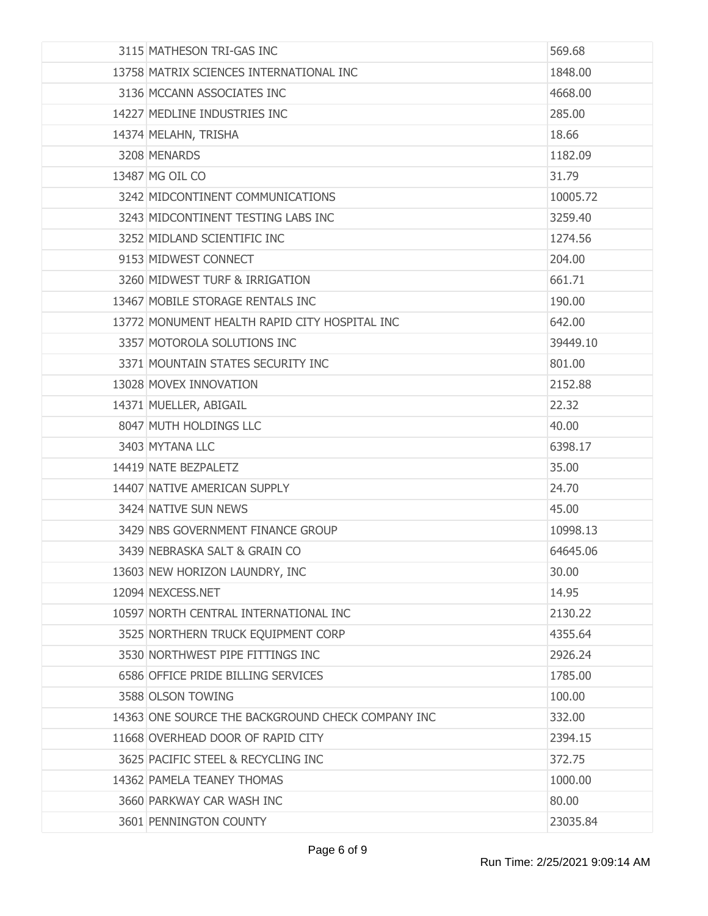| | | |
|---|---|---|
| 3115 | MATHESON TRI-GAS INC | 569.68 |
| 13758 | MATRIX SCIENCES INTERNATIONAL INC | 1848.00 |
| 3136 | MCCANN ASSOCIATES INC | 4668.00 |
| 14227 | MEDLINE INDUSTRIES INC | 285.00 |
| 14374 | MELAHN, TRISHA | 18.66 |
| 3208 | MENARDS | 1182.09 |
| 13487 | MG OIL CO | 31.79 |
| 3242 | MIDCONTINENT COMMUNICATIONS | 10005.72 |
| 3243 | MIDCONTINENT TESTING LABS INC | 3259.40 |
| 3252 | MIDLAND SCIENTIFIC INC | 1274.56 |
| 9153 | MIDWEST CONNECT | 204.00 |
| 3260 | MIDWEST TURF & IRRIGATION | 661.71 |
| 13467 | MOBILE STORAGE RENTALS INC | 190.00 |
| 13772 | MONUMENT HEALTH RAPID CITY HOSPITAL INC | 642.00 |
| 3357 | MOTOROLA SOLUTIONS INC | 39449.10 |
| 3371 | MOUNTAIN STATES SECURITY INC | 801.00 |
| 13028 | MOVEX INNOVATION | 2152.88 |
| 14371 | MUELLER, ABIGAIL | 22.32 |
| 8047 | MUTH HOLDINGS LLC | 40.00 |
| 3403 | MYTANA LLC | 6398.17 |
| 14419 | NATE BEZPALETZ | 35.00 |
| 14407 | NATIVE AMERICAN SUPPLY | 24.70 |
| 3424 | NATIVE SUN NEWS | 45.00 |
| 3429 | NBS GOVERNMENT FINANCE GROUP | 10998.13 |
| 3439 | NEBRASKA SALT & GRAIN CO | 64645.06 |
| 13603 | NEW HORIZON LAUNDRY, INC | 30.00 |
| 12094 | NEXCESS.NET | 14.95 |
| 10597 | NORTH CENTRAL INTERNATIONAL INC | 2130.22 |
| 3525 | NORTHERN TRUCK EQUIPMENT CORP | 4355.64 |
| 3530 | NORTHWEST PIPE FITTINGS INC | 2926.24 |
| 6586 | OFFICE PRIDE BILLING SERVICES | 1785.00 |
| 3588 | OLSON TOWING | 100.00 |
| 14363 | ONE SOURCE THE BACKGROUND CHECK COMPANY INC | 332.00 |
| 11668 | OVERHEAD DOOR OF RAPID CITY | 2394.15 |
| 3625 | PACIFIC STEEL & RECYCLING INC | 372.75 |
| 14362 | PAMELA TEANEY THOMAS | 1000.00 |
| 3660 | PARKWAY CAR WASH INC | 80.00 |
| 3601 | PENNINGTON COUNTY | 23035.84 |

Run Time: 2/25/2021 9:09:14 AM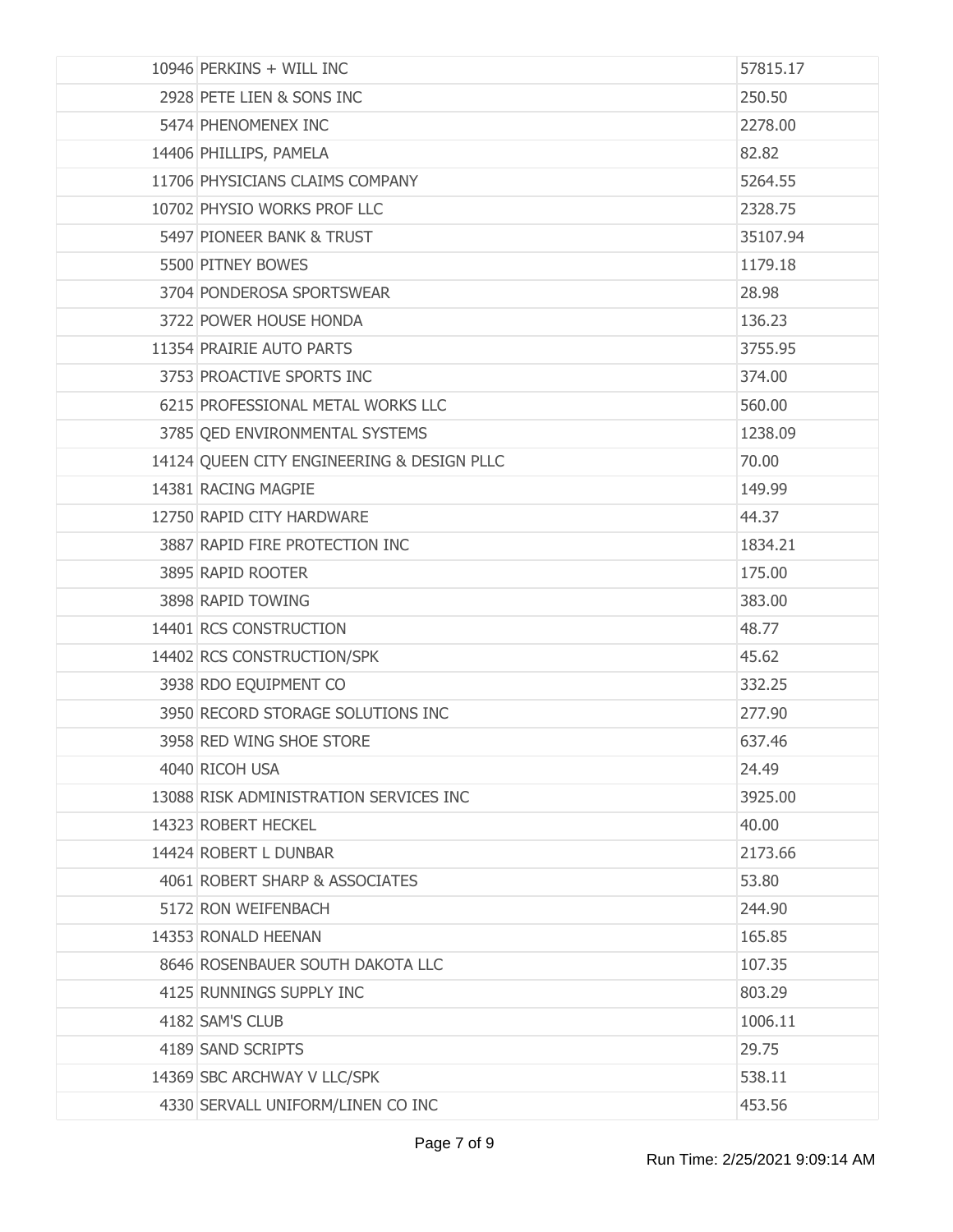| | | |
|---|---|---|
| 10946 | PERKINS + WILL INC | 57815.17 |
| 2928 | PETE LIEN & SONS INC | 250.50 |
| 5474 | PHENOMENEX INC | 2278.00 |
| 14406 | PHILLIPS, PAMELA | 82.82 |
| 11706 | PHYSICIANS CLAIMS COMPANY | 5264.55 |
| 10702 | PHYSIO WORKS PROF LLC | 2328.75 |
| 5497 | PIONEER BANK & TRUST | 35107.94 |
| 5500 | PITNEY BOWES | 1179.18 |
| 3704 | PONDEROSA SPORTSWEAR | 28.98 |
| 3722 | POWER HOUSE HONDA | 136.23 |
| 11354 | PRAIRIE AUTO PARTS | 3755.95 |
| 3753 | PROACTIVE SPORTS INC | 374.00 |
| 6215 | PROFESSIONAL METAL WORKS LLC | 560.00 |
| 3785 | QED ENVIRONMENTAL SYSTEMS | 1238.09 |
| 14124 | QUEEN CITY ENGINEERING & DESIGN PLLC | 70.00 |
| 14381 | RACING MAGPIE | 149.99 |
| 12750 | RAPID CITY HARDWARE | 44.37 |
| 3887 | RAPID FIRE PROTECTION INC | 1834.21 |
| 3895 | RAPID ROOTER | 175.00 |
| 3898 | RAPID TOWING | 383.00 |
| 14401 | RCS CONSTRUCTION | 48.77 |
| 14402 | RCS CONSTRUCTION/SPK | 45.62 |
| 3938 | RDO EQUIPMENT CO | 332.25 |
| 3950 | RECORD STORAGE SOLUTIONS INC | 277.90 |
| 3958 | RED WING SHOE STORE | 637.46 |
| 4040 | RICOH USA | 24.49 |
| 13088 | RISK ADMINISTRATION SERVICES INC | 3925.00 |
| 14323 | ROBERT HECKEL | 40.00 |
| 14424 | ROBERT L DUNBAR | 2173.66 |
| 4061 | ROBERT SHARP & ASSOCIATES | 53.80 |
| 5172 | RON WEIFENBACH | 244.90 |
| 14353 | RONALD HEENAN | 165.85 |
| 8646 | ROSENBAUER SOUTH DAKOTA LLC | 107.35 |
| 4125 | RUNNINGS SUPPLY INC | 803.29 |
| 4182 | SAM'S CLUB | 1006.11 |
| 4189 | SAND SCRIPTS | 29.75 |
| 14369 | SBC ARCHWAY V LLC/SPK | 538.11 |
| 4330 | SERVALL UNIFORM/LINEN CO INC | 453.56 |

Run Time: 2/25/2021 9:09:14 AM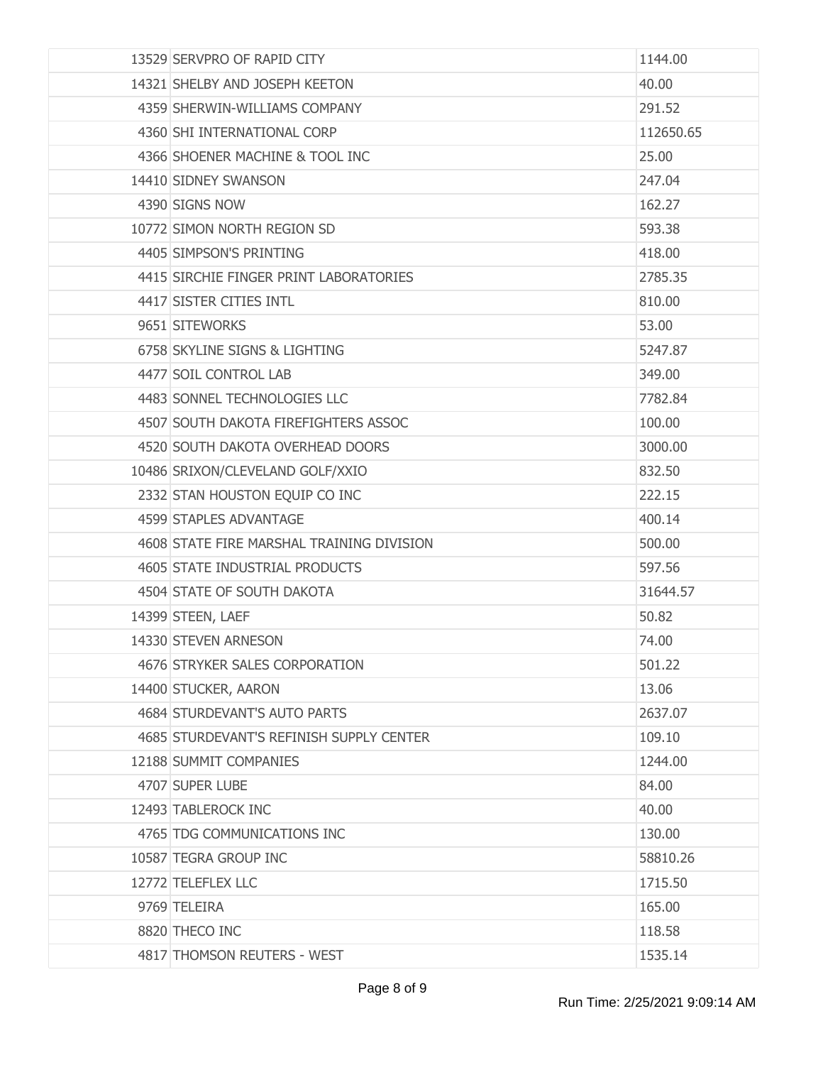| | | |
|---|---|---|
| 13529 | SERVPRO OF RAPID CITY | 1144.00 |
| 14321 | SHELBY AND JOSEPH KEETON | 40.00 |
| 4359 | SHERWIN-WILLIAMS COMPANY | 291.52 |
| 4360 | SHI INTERNATIONAL CORP | 112650.65 |
| 4366 | SHOENER MACHINE & TOOL INC | 25.00 |
| 14410 | SIDNEY SWANSON | 247.04 |
| 4390 | SIGNS NOW | 162.27 |
| 10772 | SIMON NORTH REGION SD | 593.38 |
| 4405 | SIMPSON'S PRINTING | 418.00 |
| 4415 | SIRCHIE FINGER PRINT LABORATORIES | 2785.35 |
| 4417 | SISTER CITIES INTL | 810.00 |
| 9651 | SITEWORKS | 53.00 |
| 6758 | SKYLINE SIGNS & LIGHTING | 5247.87 |
| 4477 | SOIL CONTROL LAB | 349.00 |
| 4483 | SONNEL TECHNOLOGIES LLC | 7782.84 |
| 4507 | SOUTH DAKOTA FIREFIGHTERS ASSOC | 100.00 |
| 4520 | SOUTH DAKOTA OVERHEAD DOORS | 3000.00 |
| 10486 | SRIXON/CLEVELAND GOLF/XXIO | 832.50 |
| 2332 | STAN HOUSTON EQUIP CO INC | 222.15 |
| 4599 | STAPLES ADVANTAGE | 400.14 |
| 4608 | STATE FIRE MARSHAL TRAINING DIVISION | 500.00 |
| 4605 | STATE INDUSTRIAL PRODUCTS | 597.56 |
| 4504 | STATE OF SOUTH DAKOTA | 31644.57 |
| 14399 | STEEN, LAEF | 50.82 |
| 14330 | STEVEN ARNESON | 74.00 |
| 4676 | STRYKER SALES CORPORATION | 501.22 |
| 14400 | STUCKER, AARON | 13.06 |
| 4684 | STURDEVANT'S AUTO PARTS | 2637.07 |
| 4685 | STURDEVANT'S REFINISH SUPPLY CENTER | 109.10 |
| 12188 | SUMMIT COMPANIES | 1244.00 |
| 4707 | SUPER LUBE | 84.00 |
| 12493 | TABLEROCK INC | 40.00 |
| 4765 | TDG COMMUNICATIONS INC | 130.00 |
| 10587 | TEGRA GROUP INC | 58810.26 |
| 12772 | TELEFLEX LLC | 1715.50 |
| 9769 | TELEIRA | 165.00 |
| 8820 | THECO INC | 118.58 |
| 4817 | THOMSON REUTERS - WEST | 1535.14 |

Run Time: 2/25/2021 9:09:14 AM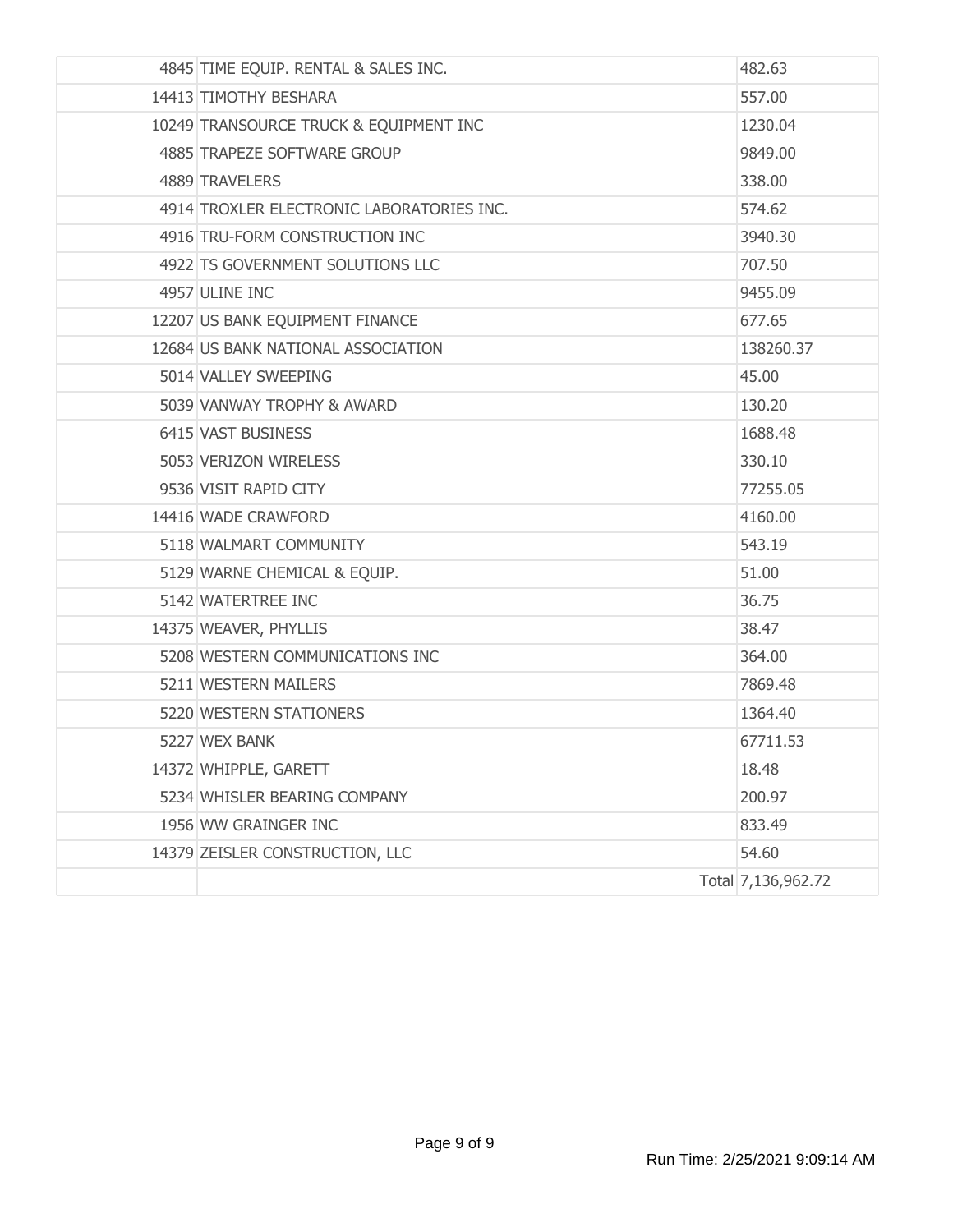| | | |
|---|---|---|
| 4845 | TIME EQUIP. RENTAL & SALES INC. | 482.63 |
| 14413 | TIMOTHY BESHARA | 557.00 |
| 10249 | TRANSOURCE TRUCK & EQUIPMENT INC | 1230.04 |
| 4885 | TRAPEZE SOFTWARE GROUP | 9849.00 |
| 4889 | TRAVELERS | 338.00 |
| 4914 | TROXLER ELECTRONIC LABORATORIES INC. | 574.62 |
| 4916 | TRU-FORM CONSTRUCTION INC | 3940.30 |
| 4922 | TS GOVERNMENT SOLUTIONS LLC | 707.50 |
| 4957 | ULINE INC | 9455.09 |
| 12207 | US BANK EQUIPMENT FINANCE | 677.65 |
| 12684 | US BANK NATIONAL ASSOCIATION | 138260.37 |
| 5014 | VALLEY SWEEPING | 45.00 |
| 5039 | VANWAY TROPHY & AWARD | 130.20 |
| 6415 | VAST BUSINESS | 1688.48 |
| 5053 | VERIZON WIRELESS | 330.10 |
| 9536 | VISIT RAPID CITY | 77255.05 |
| 14416 | WADE CRAWFORD | 4160.00 |
| 5118 | WALMART COMMUNITY | 543.19 |
| 5129 | WARNE CHEMICAL & EQUIP. | 51.00 |
| 5142 | WATERTREE INC | 36.75 |
| 14375 | WEAVER, PHYLLIS | 38.47 |
| 5208 | WESTERN COMMUNICATIONS INC | 364.00 |
| 5211 | WESTERN MAILERS | 7869.48 |
| 5220 | WESTERN STATIONERS | 1364.40 |
| 5227 | WEX BANK | 67711.53 |
| 14372 | WHIPPLE, GARETT | 18.48 |
| 5234 | WHISLER BEARING COMPANY | 200.97 |
| 1956 | WW GRAINGER INC | 833.49 |
| 14379 | ZEISLER CONSTRUCTION, LLC | 54.60 |
| | | Total 7,136,962.72 |

Run Time: 2/25/2021 9:09:14 AM